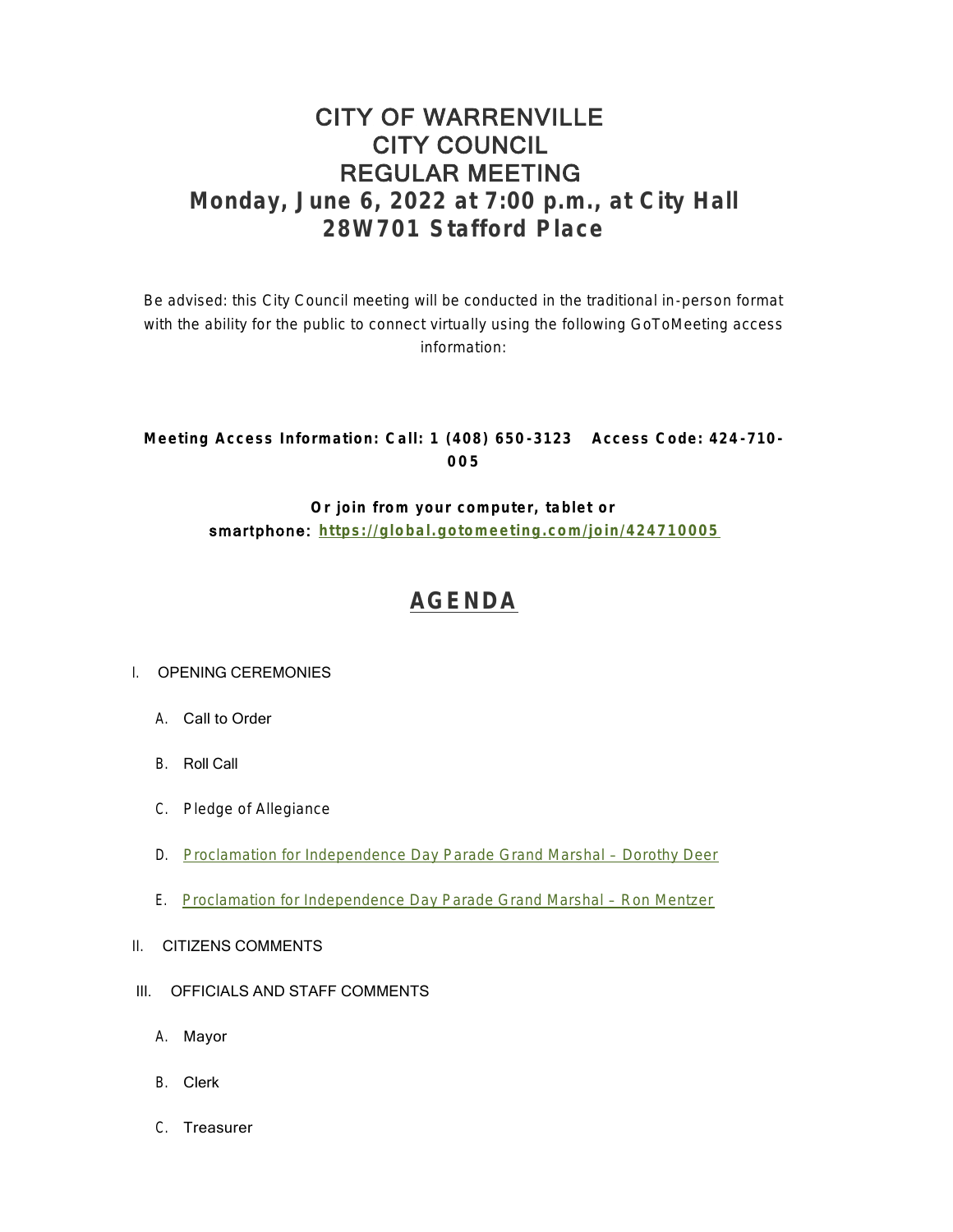# CITY OF WARRENVILLE
# CITY COUNCIL
# REGULAR MEETING
## Monday, June 6, 2022 at 7:00 p.m., at City Hall
## 28W701 Stafford Place

Be advised: this City Council meeting will be conducted in the traditional in-person format with the ability for the public to connect virtually using the following GoToMeeting access information:

**Meeting Access Information: Call: 1 (408) 650-3123   Access Code: 424-710-005**

**Or join from your computer, tablet or smartphone: [https://global.gotomeeting.com/join/424710005](https://global.gotomeeting.com/join/424710005)**

## AGENDA

I. OPENING CEREMONIES

   A. Call to Order

   B. Roll Call

   C. Pledge of Allegiance

   D. Proclamation for Independence Day Parade Grand Marshal – Dorothy Deer

   E. Proclamation for Independence Day Parade Grand Marshal – Ron Mentzer

II. CITIZENS COMMENTS

III. OFFICIALS AND STAFF COMMENTS

   A. Mayor

   B. Clerk

   C. Treasurer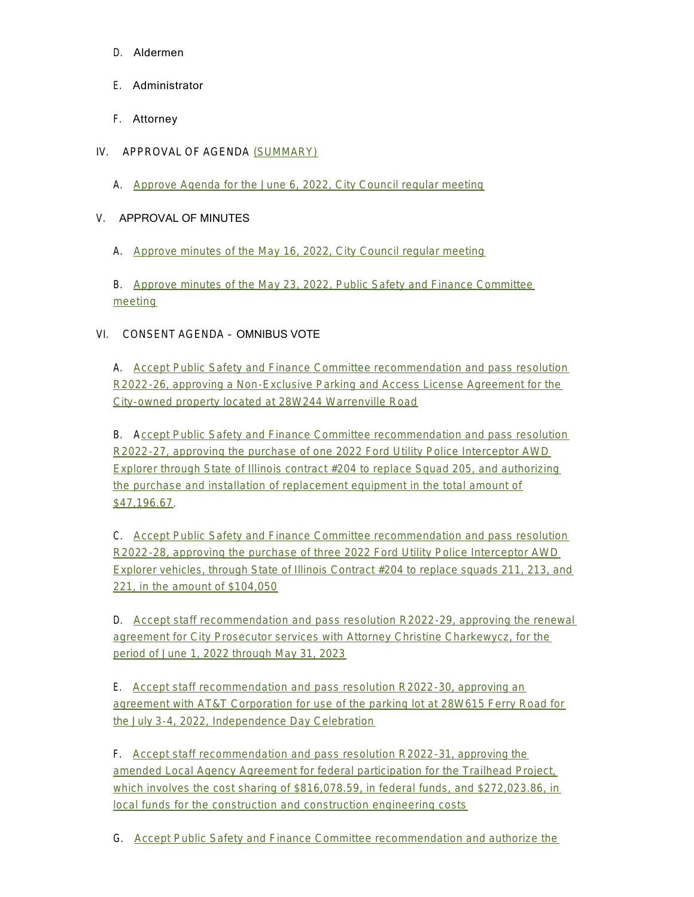D. Aldermen

E. Administrator

F. Attorney

IV. APPROVAL OF AGENDA (SUMMARY)

A. Approve Agenda for the June 6, 2022, City Council regular meeting

V. APPROVAL OF MINUTES

A. Approve minutes of the May 16, 2022, City Council regular meeting

B. Approve minutes of the May 23, 2022, Public Safety and Finance Committee meeting

VI. CONSENT AGENDA – OMNIBUS VOTE

A. Accept Public Safety and Finance Committee recommendation and pass resolution R2022-26, approving a Non-Exclusive Parking and Access License Agreement for the City-owned property located at 28W244 Warrenville Road

B. Accept Public Safety and Finance Committee recommendation and pass resolution R2022-27, approving the purchase of one 2022 Ford Utility Police Interceptor AWD Explorer through State of Illinois contract #204 to replace Squad 205, and authorizing the purchase and installation of replacement equipment in the total amount of $47,196.67.

C. Accept Public Safety and Finance Committee recommendation and pass resolution R2022-28, approving the purchase of three 2022 Ford Utility Police Interceptor AWD Explorer vehicles, through State of Illinois Contract #204 to replace squads 211, 213, and 221, in the amount of $104,050

D. Accept staff recommendation and pass resolution R2022-29, approving the renewal agreement for City Prosecutor services with Attorney Christine Charkewycz, for the period of June 1, 2022 through May 31, 2023

E. Accept staff recommendation and pass resolution R2022-30, approving an agreement with AT&T Corporation for use of the parking lot at 28W615 Ferry Road for the July 3-4, 2022, Independence Day Celebration

F. Accept staff recommendation and pass resolution R2022-31, approving the amended Local Agency Agreement for federal participation for the Trailhead Project, which involves the cost sharing of $816,078.59, in federal funds, and $272,023.86, in local funds for the construction and construction engineering costs

G. Accept Public Safety and Finance Committee recommendation and authorize the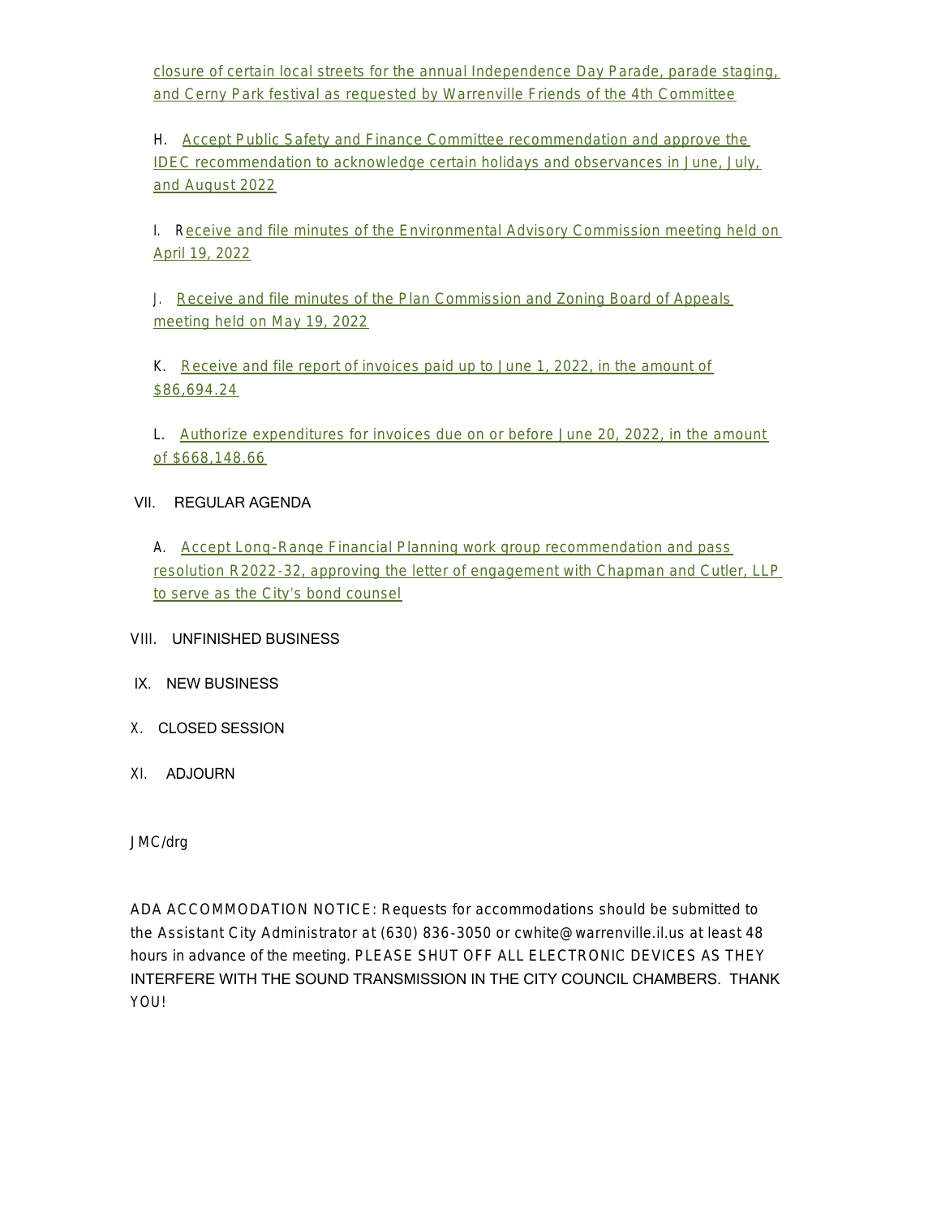closure of certain local streets for the annual Independence Day Parade, parade staging, and Cerny Park festival as requested by Warrenville Friends of the 4th Committee

H. Accept Public Safety and Finance Committee recommendation and approve the IDEC recommendation to acknowledge certain holidays and observances in June, July, and August 2022

I. Receive and file minutes of the Environmental Advisory Commission meeting held on April 19, 2022

J. Receive and file minutes of the Plan Commission and Zoning Board of Appeals meeting held on May 19, 2022

K. Receive and file report of invoices paid up to June 1, 2022, in the amount of $86,694.24

L. Authorize expenditures for invoices due on or before June 20, 2022, in the amount of $668,148.66

VII. REGULAR AGENDA

A. Accept Long-Range Financial Planning work group recommendation and pass resolution R2022-32, approving the letter of engagement with Chapman and Cutler, LLP to serve as the City's bond counsel

VIII. UNFINISHED BUSINESS

IX. NEW BUSINESS

X. CLOSED SESSION

XI. ADJOURN

JMC/drg

ADA ACCOMMODATION NOTICE: Requests for accommodations should be submitted to the Assistant City Administrator at (630) 836-3050 or cwhite@warrenville.il.us at least 48 hours in advance of the meeting. PLEASE SHUT OFF ALL ELECTRONIC DEVICES AS THEY INTERFERE WITH THE SOUND TRANSMISSION IN THE CITY COUNCIL CHAMBERS. THANK YOU!